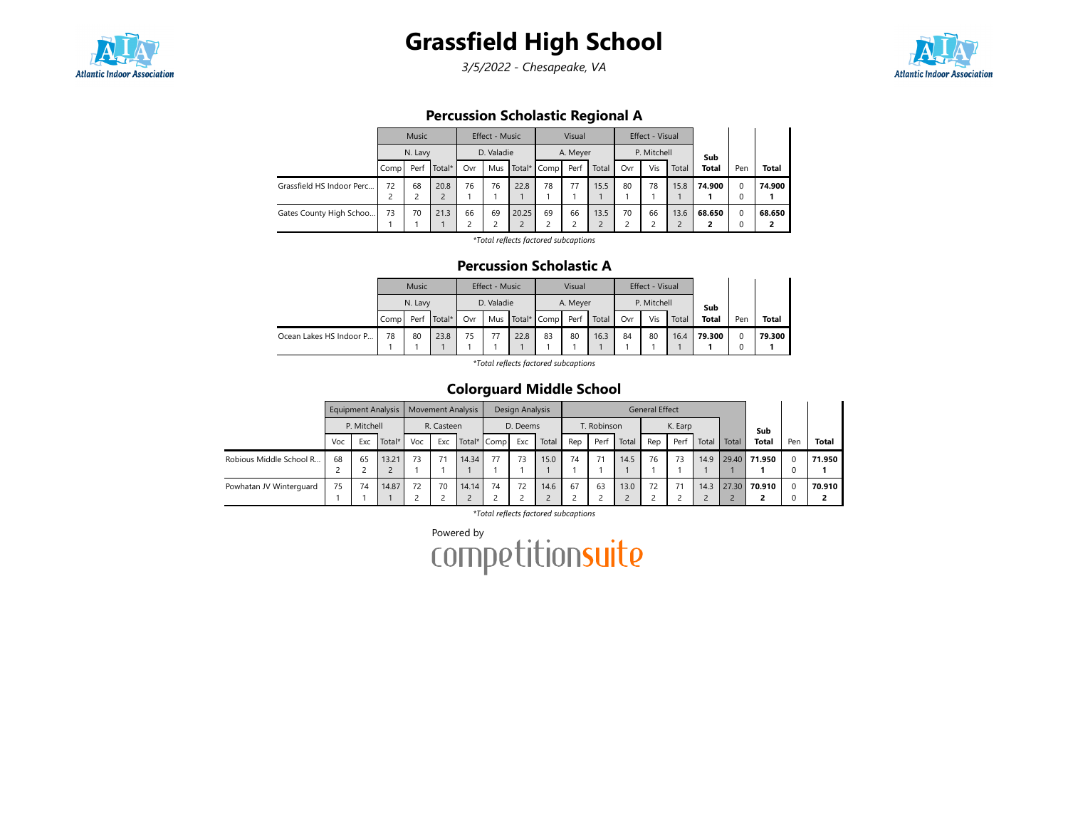# Grassfield High School

*3/5/2022 - Chesapeake, VA*

## Percussion Scholastic Regional A

| | Music | | | Effect - Music | | | Visual | | | Effect - Visual | | | Sub Total | Pen | Total |
|---|---|---|---|---|---|---|---|---|---|---|---|---|---|---|---|
| | N. Lavy | | | D. Valadie | | | A. Meyer | | | P. Mitchell | | | | | |
| | Comp | Perf | Total* | Ovr | Mus | Total* | Comp | Perf | Total | Ovr | Vis | Total | | | |
| Grassfield HS Indoor Perc... | 72 2 | 68 2 | 20.8 2 | 76 1 | 76 1 | 22.8 1 | 78 1 | 77 1 | 15.5 1 | 80 1 | 78 1 | 15.8 1 | **74.900 1** | 0 0 | **74.900 1** |
| Gates County High Schoo... | 73 1 | 70 1 | 21.3 1 | 66 2 | 69 2 | 20.25 2 | 69 2 | 66 2 | 13.5 2 | 70 2 | 66 2 | 13.6 2 | **68.650 2** | 0 0 | **68.650 2** |

*\*Total reflects factored subcaptions*

## Percussion Scholastic A

| | Music | | | Effect - Music | | | Visual | | | Effect - Visual | | | Sub Total | Pen | Total |
|---|---|---|---|---|---|---|---|---|---|---|---|---|---|---|---|
| | N. Lavy | | | D. Valadie | | | A. Meyer | | | P. Mitchell | | | | | |
| | Comp | Perf | Total* | Ovr | Mus | Total* | Comp | Perf | Total | Ovr | Vis | Total | | | |
| Ocean Lakes HS Indoor P... | 78 1 | 80 1 | 23.8 1 | 75 1 | 77 1 | 22.8 1 | 83 1 | 80 1 | 16.3 1 | 84 1 | 80 1 | 16.4 1 | **79.300 1** | 0 0 | **79.300 1** |

*\*Total reflects factored subcaptions*

## Colorguard Middle School

| | Equipment Analysis | | | Movement Analysis | | | Design Analysis | | | General Effect | | | | | | | Sub Total | Pen | Total |
|---|---|---|---|---|---|---|---|---|---|---|---|---|---|---|---|---|---|---|---|
| | P. Mitchell | | | R. Casteen | | | D. Deems | | | T. Robinson | | | K. Earp | | | | | | |
| | Voc | Exc | Total* | Voc | Exc | Total* | Comp | Exc | Total | Rep | Perf | Total | Rep | Perf | Total | Total | | | |
| Robious Middle School R... | 68 2 | 65 2 | 13.21 2 | 73 1 | 71 1 | 14.34 1 | 77 1 | 73 1 | 15.0 1 | 74 1 | 71 1 | 14.5 1 | 76 1 | 73 1 | 14.9 1 | 29.40 1 | **71.950 1** | 0 0 | **71.950 1** |
| Powhatan JV Winterguard | 75 1 | 74 1 | 14.87 1 | 72 2 | 70 2 | 14.14 2 | 74 2 | 72 2 | 14.6 2 | 67 2 | 63 2 | 13.0 2 | 72 2 | 71 2 | 14.3 2 | 27.30 2 | **70.910 2** | 0 0 | **70.910 2** |

*\*Total reflects factored subcaptions*

Powered by competitionsuite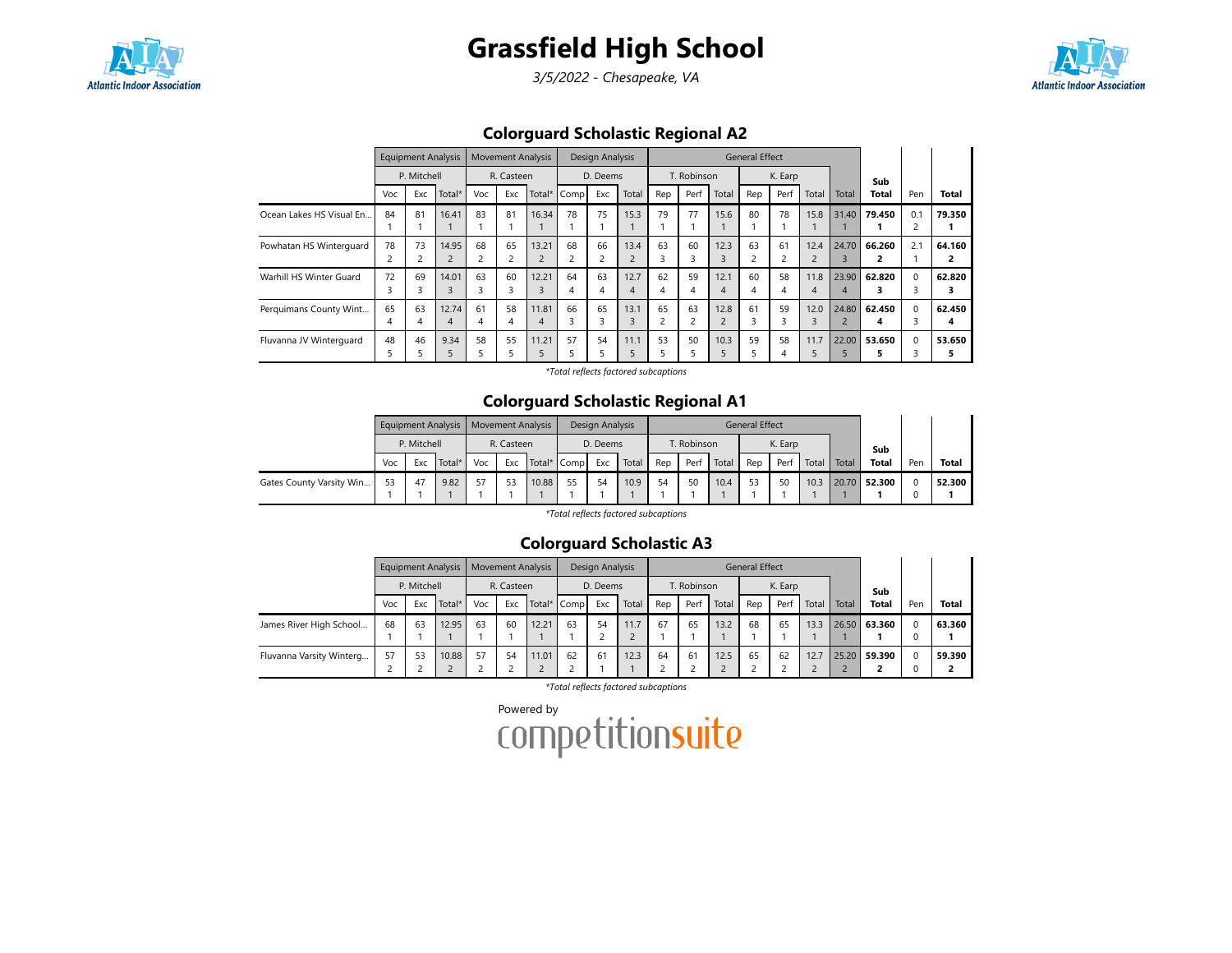# Grassfield High School

*3/5/2022 - Chesapeake, VA*

## Colorguard Scholastic Regional A2

| | Equipment Analysis | | | Movement Analysis | | | Design Analysis | | | General Effect | | | | | | | | | |
|---|---|---|---|---|---|---|---|---|---|---|---|---|---|---|---|---|---|---|---|
| | P. Mitchell | | | R. Casteen | | | D. Deems | | | T. Robinson | | | K. Earp | | | | Sub | | |
| | Voc | Exc | Total* | Voc | Exc | Total* | Comp | Exc | Total | Rep | Perf | Total | Rep | Perf | Total | Total | Total | Pen | Total |
| Ocean Lakes HS Visual En... | 84<br>1 | 81<br>1 | 16.41<br>1 | 83<br>1 | 81<br>1 | 16.34<br>1 | 78<br>1 | 75<br>1 | 15.3<br>1 | 79<br>1 | 77<br>1 | 15.6<br>1 | 80<br>1 | 78<br>1 | 15.8<br>1 | 31.40<br>1 | **79.450**<br>**1** | 0.1<br>2 | **79.350**<br>**1** |
| Powhatan HS Winterguard | 78<br>2 | 73<br>2 | 14.95<br>2 | 68<br>2 | 65<br>2 | 13.21<br>2 | 68<br>2 | 66<br>2 | 13.4<br>2 | 63<br>3 | 60<br>3 | 12.3<br>3 | 63<br>2 | 61<br>2 | 12.4<br>2 | 24.70<br>3 | **66.260**<br>**2** | 2.1<br>1 | **64.160**<br>**2** |
| Warhill HS Winter Guard | 72<br>3 | 69<br>3 | 14.01<br>3 | 63<br>3 | 60<br>3 | 12.21<br>3 | 64<br>4 | 63<br>4 | 12.7<br>4 | 62<br>4 | 59<br>4 | 12.1<br>4 | 60<br>4 | 58<br>4 | 11.8<br>4 | 23.90<br>4 | **62.820**<br>**3** | 0<br>3 | **62.820**<br>**3** |
| Perquimans County Wint... | 65<br>4 | 63<br>4 | 12.74<br>4 | 61<br>4 | 58<br>4 | 11.81<br>4 | 66<br>3 | 65<br>3 | 13.1<br>3 | 65<br>2 | 63<br>2 | 12.8<br>2 | 61<br>3 | 59<br>3 | 12.0<br>3 | 24.80<br>2 | **62.450**<br>**4** | 0<br>3 | **62.450**<br>**4** |
| Fluvanna JV Winterguard | 48<br>5 | 46<br>5 | 9.34<br>5 | 58<br>5 | 55<br>5 | 11.21<br>5 | 57<br>5 | 54<br>5 | 11.1<br>5 | 53<br>5 | 50<br>5 | 10.3<br>5 | 59<br>5 | 58<br>4 | 11.7<br>5 | 22.00<br>5 | **53.650**<br>**5** | 0<br>3 | **53.650**<br>**5** |

*Total reflects factored subcaptions

## Colorguard Scholastic Regional A1

| | Equipment Analysis | | | Movement Analysis | | | Design Analysis | | | General Effect | | | | | | | | | |
|---|---|---|---|---|---|---|---|---|---|---|---|---|---|---|---|---|---|---|---|
| | P. Mitchell | | | R. Casteen | | | D. Deems | | | T. Robinson | | | K. Earp | | | | Sub | | |
| | Voc | Exc | Total* | Voc | Exc | Total* | Comp | Exc | Total | Rep | Perf | Total | Rep | Perf | Total | Total | Total | Pen | Total |
| Gates County Varsity Win... | 53<br>1 | 47<br>1 | 9.82<br>1 | 57<br>1 | 53<br>1 | 10.88<br>1 | 55<br>1 | 54<br>1 | 10.9<br>1 | 54<br>1 | 50<br>1 | 10.4<br>1 | 53<br>1 | 50<br>1 | 10.3<br>1 | 20.70<br>1 | **52.300**<br>**1** | 0<br>0 | **52.300**<br>**1** |

*Total reflects factored subcaptions

## Colorguard Scholastic A3

| | Equipment Analysis | | | Movement Analysis | | | Design Analysis | | | General Effect | | | | | | | | | |
|---|---|---|---|---|---|---|---|---|---|---|---|---|---|---|---|---|---|---|---|
| | P. Mitchell | | | R. Casteen | | | D. Deems | | | T. Robinson | | | K. Earp | | | | Sub | | |
| | Voc | Exc | Total* | Voc | Exc | Total* | Comp | Exc | Total | Rep | Perf | Total | Rep | Perf | Total | Total | Total | Pen | Total |
| James River High School... | 68<br>1 | 63<br>1 | 12.95<br>1 | 63<br>1 | 60<br>1 | 12.21<br>1 | 63<br>1 | 54<br>2 | 11.7<br>2 | 67<br>1 | 65<br>1 | 13.2<br>1 | 68<br>1 | 65<br>1 | 13.3<br>1 | 26.50<br>1 | **63.360**<br>**1** | 0<br>0 | **63.360**<br>**1** |
| Fluvanna Varsity Winterg... | 57<br>2 | 53<br>2 | 10.88<br>2 | 57<br>2 | 54<br>2 | 11.01<br>2 | 62<br>2 | 61<br>1 | 12.3<br>1 | 64<br>2 | 61<br>2 | 12.5<br>2 | 65<br>2 | 62<br>2 | 12.7<br>2 | 25.20<br>2 | **59.390**<br>**2** | 0<br>0 | **59.390**<br>**2** |

*Total reflects factored subcaptions

Powered by competitionsuite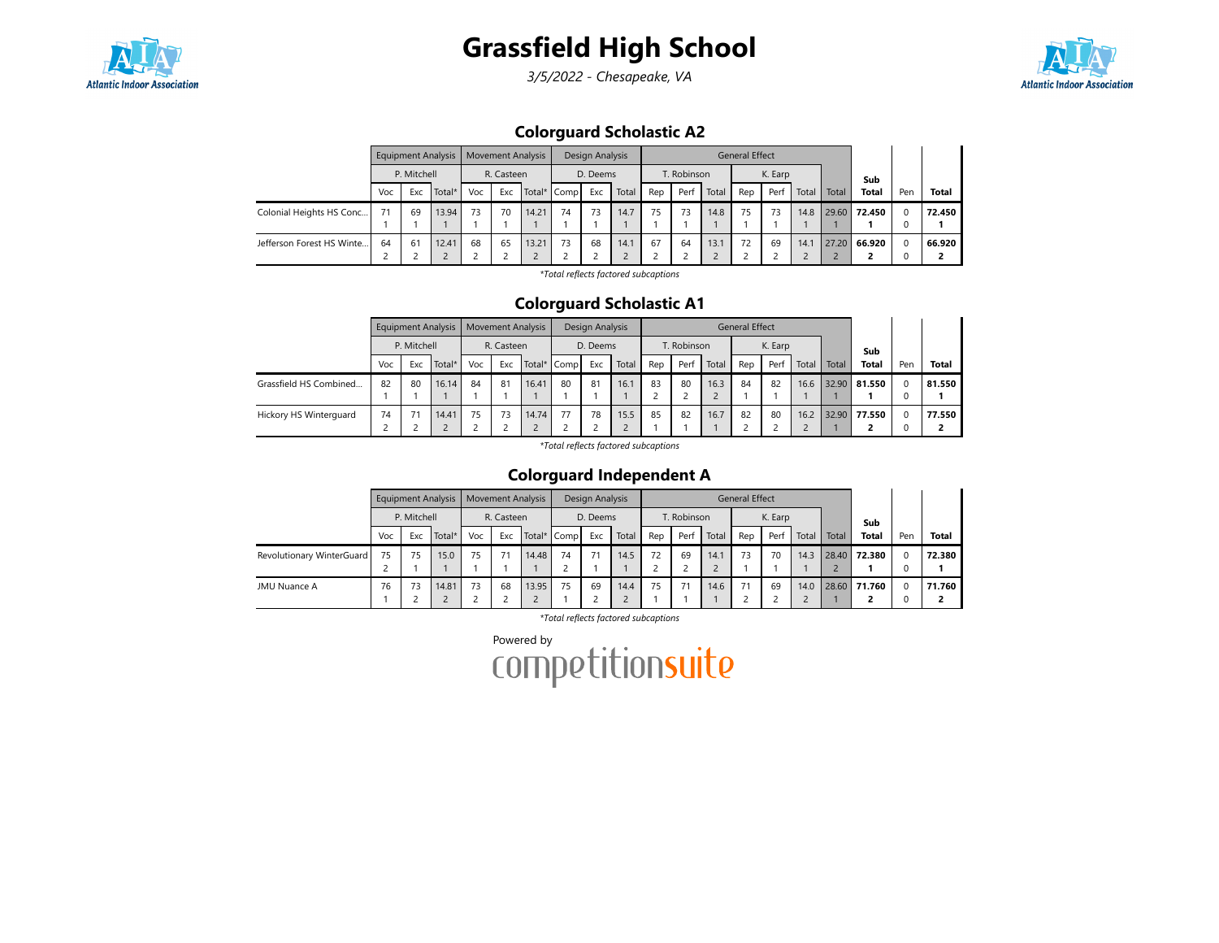# Grassfield High School

*3/5/2022 - Chesapeake, VA*

## Colorguard Scholastic A2

| | Equipment Analysis | | | Movement Analysis | | | Design Analysis | | | General Effect | | | | | | | Sub Total | Pen | Total |
|---|---|---|---|---|---|---|---|---|---|---|---|---|---|---|---|---|---|---|---|
| | P. Mitchell | | | R. Casteen | | | D. Deems | | | T. Robinson | | | K. Earp | | | | | | |
| | Voc | Exc | Total* | Voc | Exc | Total* | Comp | Exc | Total | Rep | Perf | Total | Rep | Perf | Total | Total | | | |
| Colonial Heights HS Conc... | 71<br>1 | 69<br>1 | 13.94<br>1 | 73<br>1 | 70<br>1 | 14.21<br>1 | 74<br>1 | 73<br>1 | 14.7<br>1 | 75<br>1 | 73<br>1 | 14.8<br>1 | 75<br>1 | 73<br>1 | 14.8<br>1 | 29.60<br>1 | **72.450**<br>**1** | 0<br>0 | **72.450**<br>**1** |
| Jefferson Forest HS Winte... | 64<br>2 | 61<br>2 | 12.41<br>2 | 68<br>2 | 65<br>2 | 13.21<br>2 | 73<br>2 | 68<br>2 | 14.1<br>2 | 67<br>2 | 64<br>2 | 13.1<br>2 | 72<br>2 | 69<br>2 | 14.1<br>2 | 27.20<br>2 | **66.920**<br>**2** | 0<br>0 | **66.920**<br>**2** |

*Total reflects factored subcaptions

## Colorguard Scholastic A1

| | Equipment Analysis | | | Movement Analysis | | | Design Analysis | | | General Effect | | | | | | | Sub Total | Pen | Total |
|---|---|---|---|---|---|---|---|---|---|---|---|---|---|---|---|---|---|---|---|
| | P. Mitchell | | | R. Casteen | | | D. Deems | | | T. Robinson | | | K. Earp | | | | | | |
| | Voc | Exc | Total* | Voc | Exc | Total* | Comp | Exc | Total | Rep | Perf | Total | Rep | Perf | Total | Total | | | |
| Grassfield HS Combined... | 82<br>1 | 80<br>1 | 16.14<br>1 | 84<br>1 | 81<br>1 | 16.41<br>1 | 80<br>1 | 81<br>1 | 16.1<br>1 | 83<br>2 | 80<br>2 | 16.3<br>2 | 84<br>1 | 82<br>1 | 16.6<br>1 | 32.90<br>1 | **81.550**<br>**1** | 0<br>0 | **81.550**<br>**1** |
| Hickory HS Winterguard | 74<br>2 | 71<br>2 | 14.41<br>2 | 75<br>2 | 73<br>2 | 14.74<br>2 | 77<br>2 | 78<br>2 | 15.5<br>2 | 85<br>1 | 82<br>1 | 16.7<br>1 | 82<br>2 | 80<br>2 | 16.2<br>2 | 32.90<br>1 | **77.550**<br>**2** | 0<br>0 | **77.550**<br>**2** |

*Total reflects factored subcaptions

## Colorguard Independent A

| | Equipment Analysis | | | Movement Analysis | | | Design Analysis | | | General Effect | | | | | | | Sub Total | Pen | Total |
|---|---|---|---|---|---|---|---|---|---|---|---|---|---|---|---|---|---|---|---|
| | P. Mitchell | | | R. Casteen | | | D. Deems | | | T. Robinson | | | K. Earp | | | | | | |
| | Voc | Exc | Total* | Voc | Exc | Total* | Comp | Exc | Total | Rep | Perf | Total | Rep | Perf | Total | Total | | | |
| Revolutionary WinterGuard | 75<br>2 | 75<br>1 | 15.0<br>1 | 75<br>1 | 71<br>1 | 14.48<br>1 | 74<br>2 | 71<br>1 | 14.5<br>1 | 72<br>2 | 69<br>2 | 14.1<br>2 | 73<br>1 | 70<br>1 | 14.3<br>1 | 28.40<br>2 | **72.380**<br>**1** | 0<br>0 | **72.380**<br>**1** |
| JMU Nuance A | 76<br>1 | 73<br>2 | 14.81<br>2 | 73<br>2 | 68<br>2 | 13.95<br>2 | 75<br>1 | 69<br>2 | 14.4<br>2 | 75<br>1 | 71<br>1 | 14.6<br>1 | 71<br>2 | 69<br>2 | 14.0<br>2 | 28.60<br>1 | **71.760**<br>**2** | 0<br>0 | **71.760**<br>**2** |

*Total reflects factored subcaptions

Powered by competitionsuite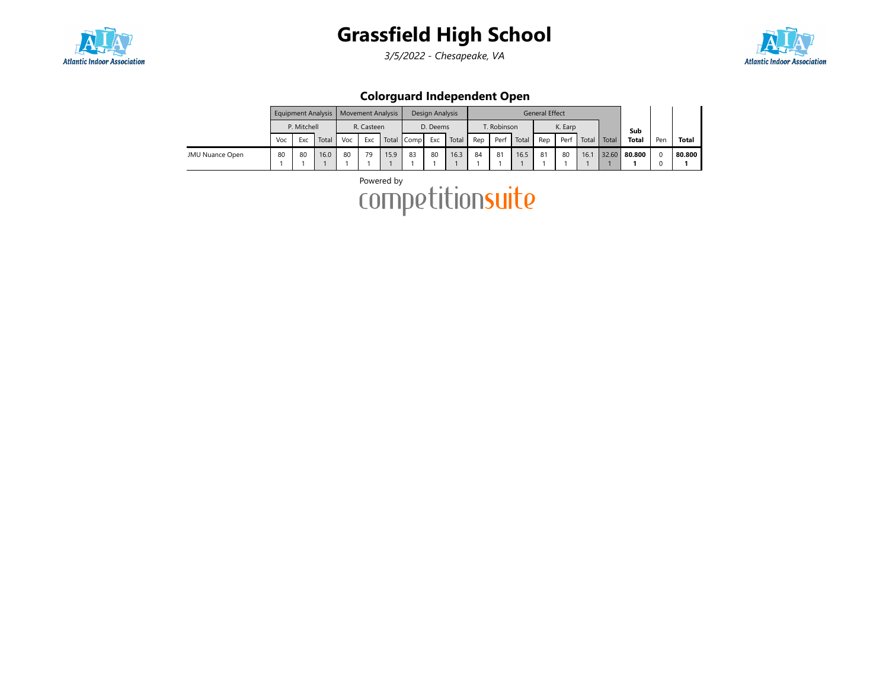# Grassfield High School

*3/5/2022 - Chesapeake, VA*

## Colorguard Independent Open

| | Equipment Analysis | | | Movement Analysis | | | Design Analysis | | | General Effect | | | | | | | | | | |
|---|---|---|---|---|---|---|---|---|---|---|---|---|---|---|---|---|---|---|---|---|
| | P. Mitchell | | | R. Casteen | | | D. Deems | | | T. Robinson | | | K. Earp | | | | | | | |
| | Voc | Exc | Total | Voc | Exc | Total | Comp | Exc | Total | Rep | Perf | Total | Rep | Perf | Total | Total | Sub Total | Pen | Total |
| JMU Nuance Open | 80<br>1 | 80<br>1 | 16.0<br>1 | 80<br>1 | 79<br>1 | 15.9<br>1 | 83<br>1 | 80<br>1 | 16.3<br>1 | 84<br>1 | 81<br>1 | 16.5<br>1 | 81<br>1 | 80<br>1 | 16.1<br>1 | 32.60<br>1 | **80.800**<br>**1** | 0<br>0 | **80.800**<br>**1** |

Powered by competitionsuite